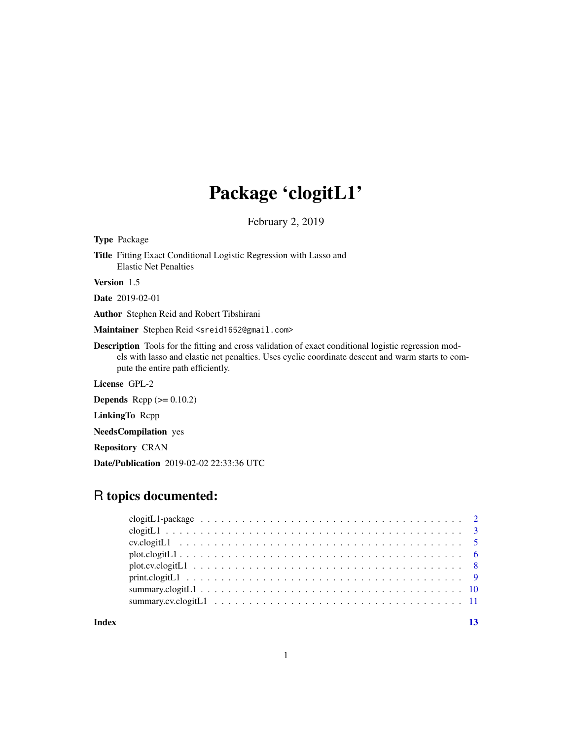# Package 'clogitL1'

February 2, 2019

**Type** Package

**Title** Fitting Exact Conditional Logistic Regression with Lasso and Elastic Net Penalties

**Version** 1.5

**Date** 2019-02-01

**Author** Stephen Reid and Robert Tibshirani

**Maintainer** Stephen Reid <sreid1652@gmail.com>

**Description** Tools for the fitting and cross validation of exact conditional logistic regression models with lasso and elastic net penalties. Uses cyclic coordinate descent and warm starts to compute the entire path efficiently.

**License** GPL-2

**Depends** Rcpp (>= 0.10.2)

**LinkingTo** Rcpp

**NeedsCompilation** yes

**Repository** CRAN

**Date/Publication** 2019-02-02 22:33:36 UTC

## R topics documented:

- clogitL1-package . . . . . . . . . . . . . . . . . . . . . . . . . . . . . . . . . . . . 2
- clogitL1 . . . . . . . . . . . . . . . . . . . . . . . . . . . . . . . . . . . . . . . . . 3
- cv.clogitL1 . . . . . . . . . . . . . . . . . . . . . . . . . . . . . . . . . . . . . . . 5
- plot.clogitL1 . . . . . . . . . . . . . . . . . . . . . . . . . . . . . . . . . . . . . . 6
- plot.cv.clogitL1 . . . . . . . . . . . . . . . . . . . . . . . . . . . . . . . . . . . . 8
- print.clogitL1 . . . . . . . . . . . . . . . . . . . . . . . . . . . . . . . . . . . . . 9
- summary.clogitL1 . . . . . . . . . . . . . . . . . . . . . . . . . . . . . . . . . . . . 10
- summary.cv.clogitL1 . . . . . . . . . . . . . . . . . . . . . . . . . . . . . . . . . . 11

**Index** 13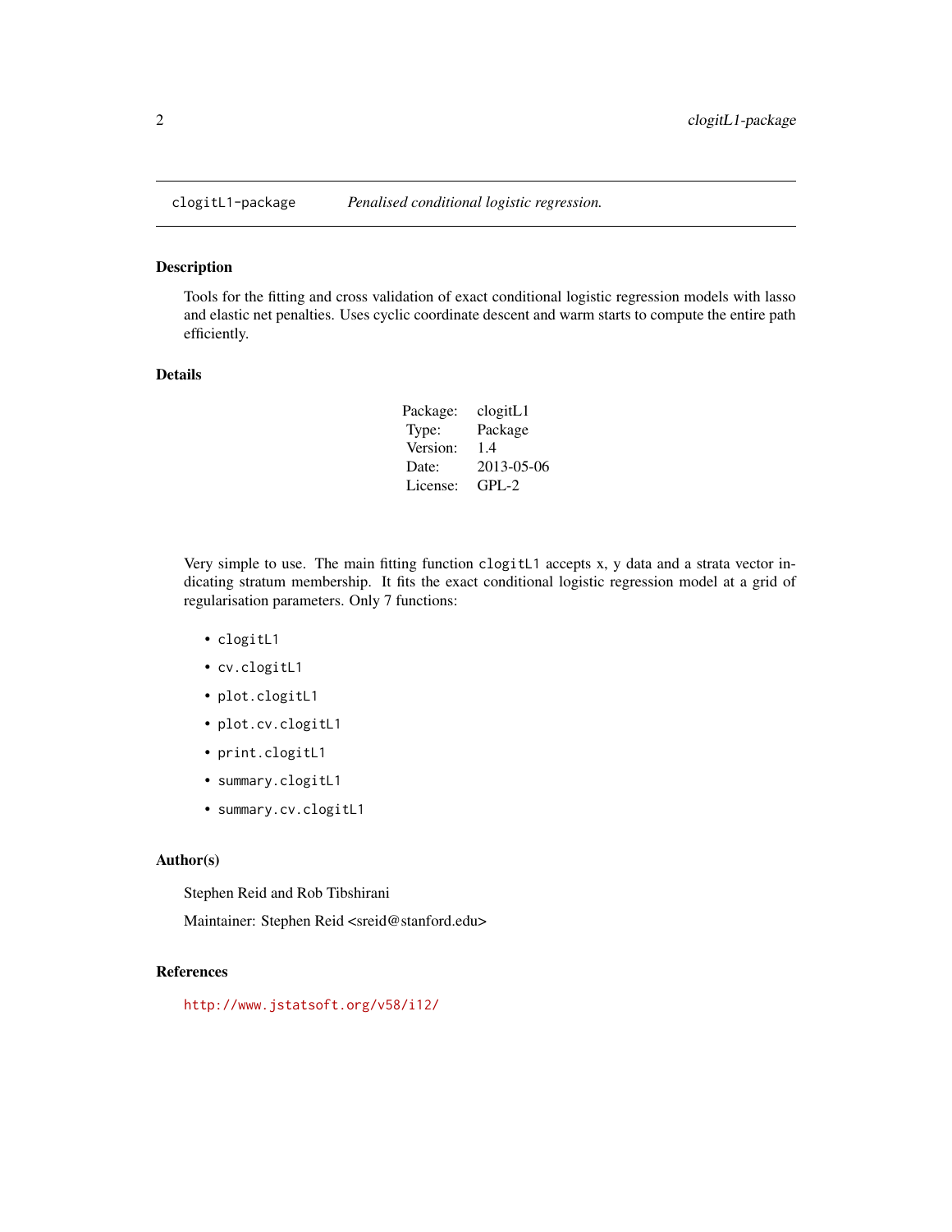clogitL1-package    *Penalised conditional logistic regression.*

## Description

Tools for the fitting and cross validation of exact conditional logistic regression models with lasso and elastic net penalties. Uses cyclic coordinate descent and warm starts to compute the entire path efficiently.

## Details

| | |
|---|---|
| Package: | clogitL1 |
| Type: | Package |
| Version: | 1.4 |
| Date: | 2013-05-06 |
| License: | GPL-2 |

Very simple to use. The main fitting function `clogitL1` accepts x, y data and a strata vector indicating stratum membership. It fits the exact conditional logistic regression model at a grid of regularisation parameters. Only 7 functions:

- `clogitL1`
- `cv.clogitL1`
- `plot.clogitL1`
- `plot.cv.clogitL1`
- `print.clogitL1`
- `summary.clogitL1`
- `summary.cv.clogitL1`

## Author(s)

Stephen Reid and Rob Tibshirani

Maintainer: Stephen Reid <sreid@stanford.edu>

## References

http://www.jstatsoft.org/v58/i12/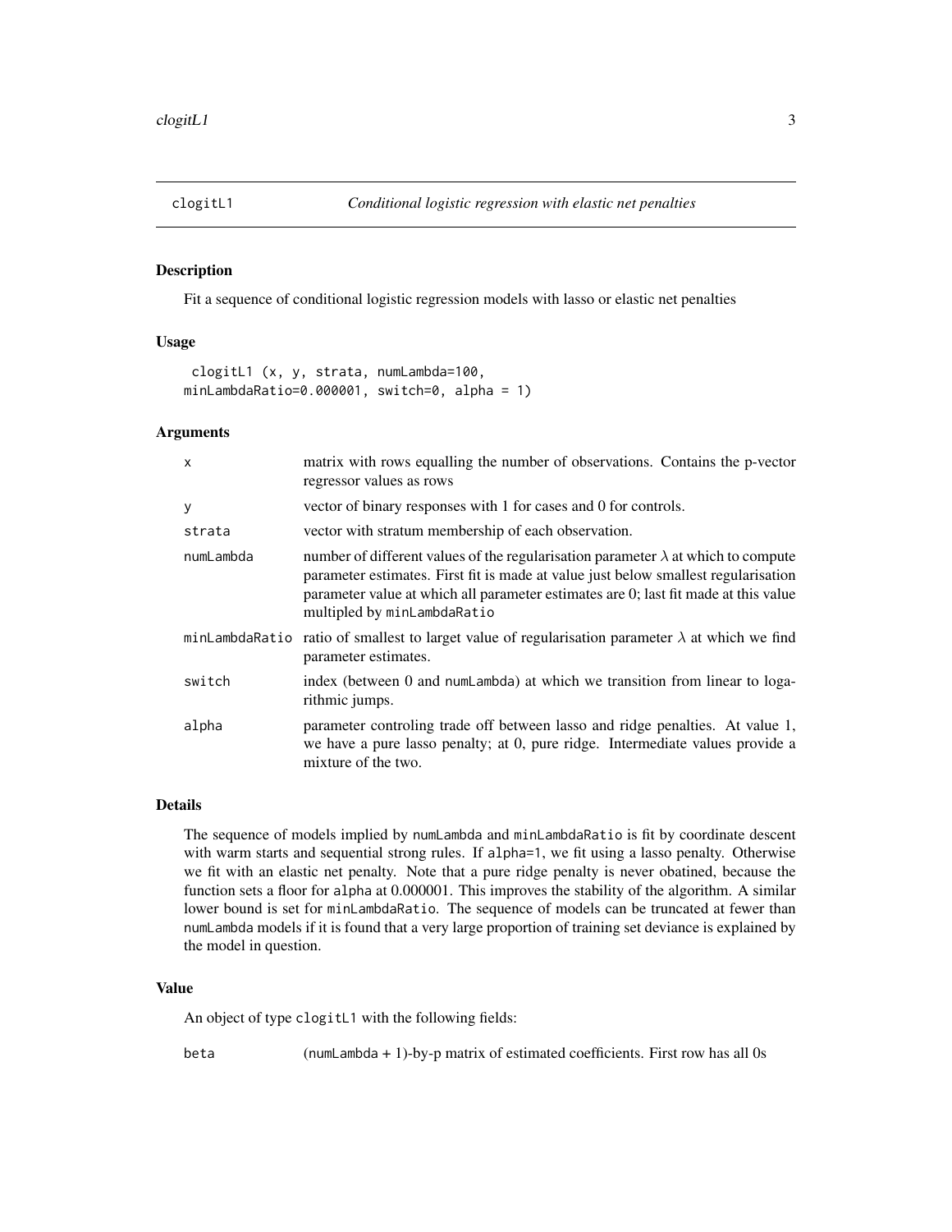## clogitL1 — *Conditional logistic regression with elastic net penalties*

### Description

Fit a sequence of conditional logistic regression models with lasso or elastic net penalties

### Usage

```
clogitL1 (x, y, strata, numLambda=100,
minLambdaRatio=0.000001, switch=0, alpha = 1)
```

### Arguments

| | |
|---|---|
| x | matrix with rows equalling the number of observations. Contains the p-vector regressor values as rows |
| y | vector of binary responses with 1 for cases and 0 for controls. |
| strata | vector with stratum membership of each observation. |
| numLambda | number of different values of the regularisation parameter $\lambda$ at which to compute parameter estimates. First fit is made at value just below smallest regularisation parameter value at which all parameter estimates are 0; last fit made at this value multipled by minLambdaRatio |
| minLambdaRatio | ratio of smallest to larget value of regularisation parameter $\lambda$ at which we find parameter estimates. |
| switch | index (between 0 and numLambda) at which we transition from linear to logarithmic jumps. |
| alpha | parameter controling trade off between lasso and ridge penalties. At value 1, we have a pure lasso penalty; at 0, pure ridge. Intermediate values provide a mixture of the two. |

### Details

The sequence of models implied by numLambda and minLambdaRatio is fit by coordinate descent with warm starts and sequential strong rules. If alpha=1, we fit using a lasso penalty. Otherwise we fit with an elastic net penalty. Note that a pure ridge penalty is never obatined, because the function sets a floor for alpha at 0.000001. This improves the stability of the algorithm. A similar lower bound is set for minLambdaRatio. The sequence of models can be truncated at fewer than numLambda models if it is found that a very large proportion of training set deviance is explained by the model in question.

### Value

An object of type clogitL1 with the following fields:

| | |
|---|---|
| beta | (numLambda + 1)-by-p matrix of estimated coefficients. First row has all 0s |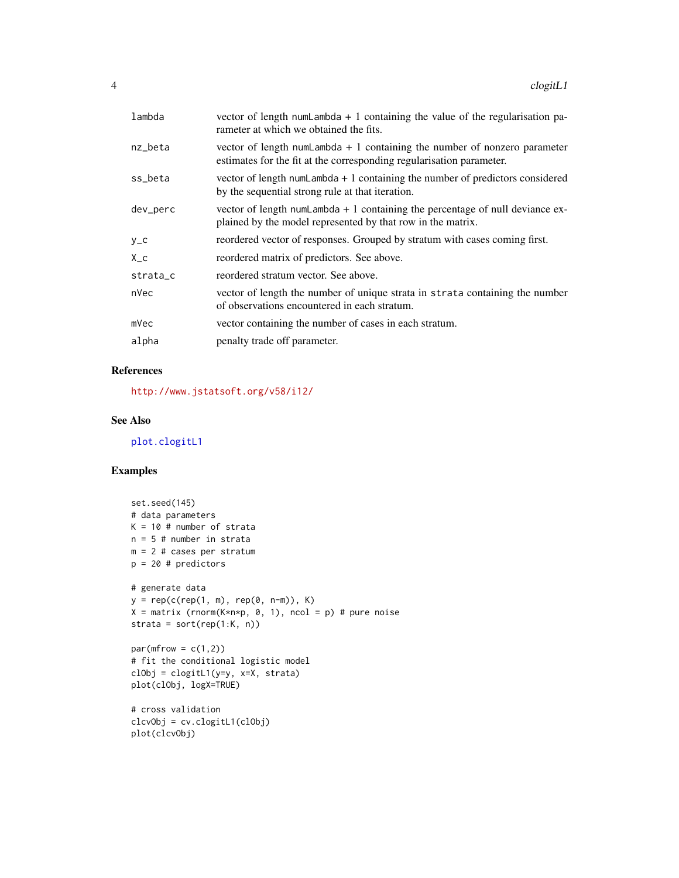| | |
|---|---|
| lambda | vector of length numLambda + 1 containing the value of the regularisation parameter at which we obtained the fits. |
| nz_beta | vector of length numLambda + 1 containing the number of nonzero parameter estimates for the fit at the corresponding regularisation parameter. |
| ss_beta | vector of length numLambda + 1 containing the number of predictors considered by the sequential strong rule at that iteration. |
| dev_perc | vector of length numLambda + 1 containing the percentage of null deviance explained by the model represented by that row in the matrix. |
| y_c | reordered vector of responses. Grouped by stratum with cases coming first. |
| X_c | reordered matrix of predictors. See above. |
| strata_c | reordered stratum vector. See above. |
| nVec | vector of length the number of unique strata in strata containing the number of observations encountered in each stratum. |
| mVec | vector containing the number of cases in each stratum. |
| alpha | penalty trade off parameter. |

## References

http://www.jstatsoft.org/v58/i12/

## See Also

plot.clogitL1

## Examples

```
set.seed(145)
# data parameters
K = 10 # number of strata
n = 5 # number in strata
m = 2 # cases per stratum
p = 20 # predictors

# generate data
y = rep(c(rep(1, m), rep(0, n-m)), K)
X = matrix (rnorm(K*n*p, 0, 1), ncol = p) # pure noise
strata = sort(rep(1:K, n))

par(mfrow = c(1,2))
# fit the conditional logistic model
clObj = clogitL1(y=y, x=X, strata)
plot(clObj, logX=TRUE)

# cross validation
clcvObj = cv.clogitL1(clObj)
plot(clcvObj)
```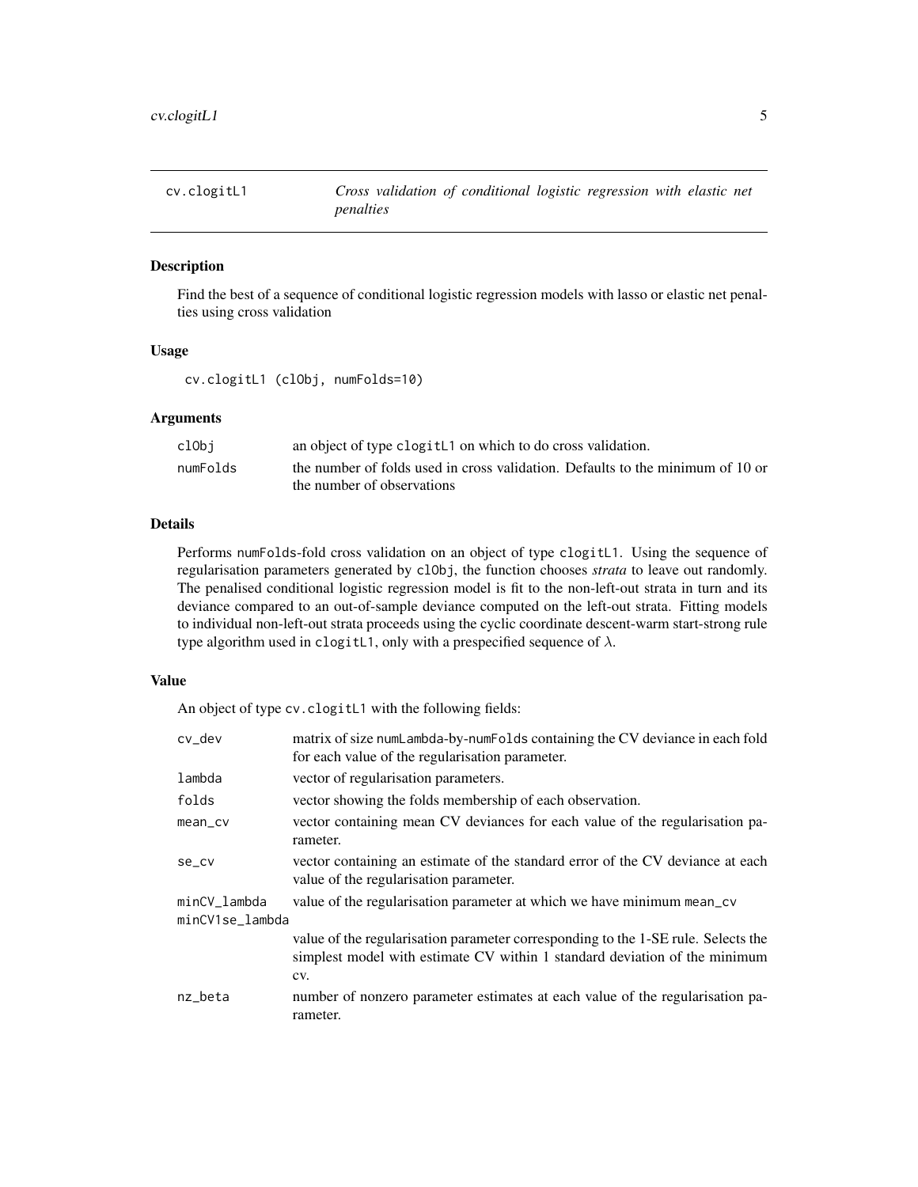cv.clogitL1 *Cross validation of conditional logistic regression with elastic net penalties*

## Description

Find the best of a sequence of conditional logistic regression models with lasso or elastic net penalties using cross validation

## Usage

```
cv.clogitL1 (clObj, numFolds=10)
```

## Arguments

| | |
|---|---|
| clObj | an object of type clogitL1 on which to do cross validation. |
| numFolds | the number of folds used in cross validation. Defaults to the minimum of 10 or the number of observations |

## Details

Performs numFolds-fold cross validation on an object of type clogitL1. Using the sequence of regularisation parameters generated by clObj, the function chooses *strata* to leave out randomly. The penalised conditional logistic regression model is fit to the non-left-out strata in turn and its deviance compared to an out-of-sample deviance computed on the left-out strata. Fitting models to individual non-left-out strata proceeds using the cyclic coordinate descent-warm start-strong rule type algorithm used in clogitL1, only with a prespecified sequence of $\lambda$.

## Value

An object of type cv.clogitL1 with the following fields:

| | |
|---|---|
| cv_dev | matrix of size numLambda-by-numFolds containing the CV deviance in each fold for each value of the regularisation parameter. |
| lambda | vector of regularisation parameters. |
| folds | vector showing the folds membership of each observation. |
| mean_cv | vector containing mean CV deviances for each value of the regularisation parameter. |
| se_cv | vector containing an estimate of the standard error of the CV deviance at each value of the regularisation parameter. |
| minCV_lambda | value of the regularisation parameter at which we have minimum mean_cv |
| minCV1se_lambda | value of the regularisation parameter corresponding to the 1-SE rule. Selects the simplest model with estimate CV within 1 standard deviation of the minimum cv. |
| nz_beta | number of nonzero parameter estimates at each value of the regularisation parameter. |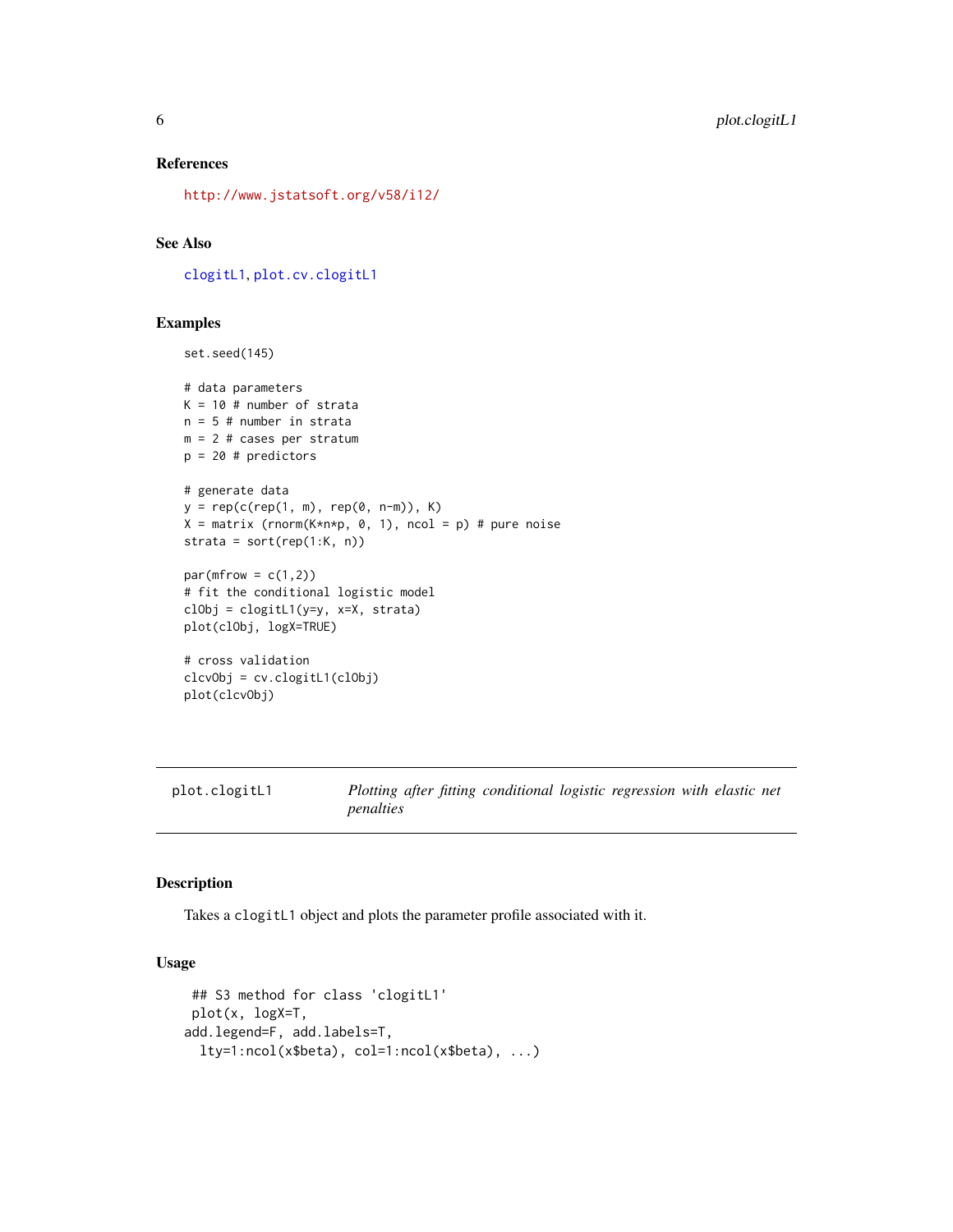### References

http://www.jstatsoft.org/v58/i12/

### See Also

clogitL1, plot.cv.clogitL1

### Examples

```
set.seed(145)

# data parameters
K = 10 # number of strata
n = 5 # number in strata
m = 2 # cases per stratum
p = 20 # predictors

# generate data
y = rep(c(rep(1, m), rep(0, n-m)), K)
X = matrix (rnorm(K*n*p, 0, 1), ncol = p) # pure noise
strata = sort(rep(1:K, n))

par(mfrow = c(1,2))
# fit the conditional logistic model
clObj = clogitL1(y=y, x=X, strata)
plot(clObj, logX=TRUE)

# cross validation
clcvObj = cv.clogitL1(clObj)
plot(clcvObj)
```

---

## plot.clogitL1 — *Plotting after fitting conditional logistic regression with elastic net penalties*

---

### Description

Takes a `clogitL1` object and plots the parameter profile associated with it.

### Usage

```
 ## S3 method for class 'clogitL1'
 plot(x, logX=T,
add.legend=F, add.labels=T,
  lty=1:ncol(x$beta), col=1:ncol(x$beta), ...)
```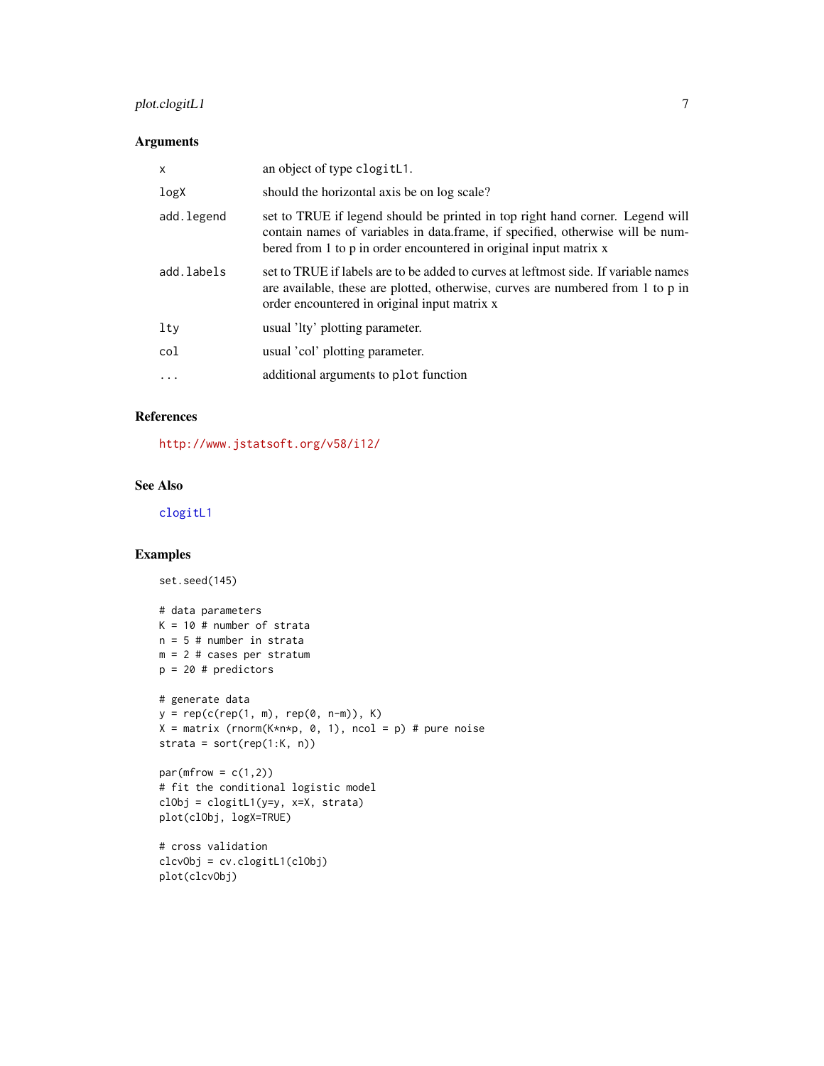## Arguments

| | |
|---|---|
| x | an object of type `clogitL1`. |
| logX | should the horizontal axis be on log scale? |
| add.legend | set to TRUE if legend should be printed in top right hand corner. Legend will contain names of variables in data.frame, if specified, otherwise will be numbered from 1 to p in order encountered in original input matrix x |
| add.labels | set to TRUE if labels are to be added to curves at leftmost side. If variable names are available, these are plotted, otherwise, curves are numbered from 1 to p in order encountered in original input matrix x |
| lty | usual 'lty' plotting parameter. |
| col | usual 'col' plotting parameter. |
| ... | additional arguments to `plot` function |

## References

http://www.jstatsoft.org/v58/i12/

## See Also

clogitL1

## Examples

```
set.seed(145)

# data parameters
K = 10 # number of strata
n = 5 # number in strata
m = 2 # cases per stratum
p = 20 # predictors

# generate data
y = rep(c(rep(1, m), rep(0, n-m)), K)
X = matrix (rnorm(K*n*p, 0, 1), ncol = p) # pure noise
strata = sort(rep(1:K, n))

par(mfrow = c(1,2))
# fit the conditional logistic model
clObj = clogitL1(y=y, x=X, strata)
plot(clObj, logX=TRUE)

# cross validation
clcvObj = cv.clogitL1(clObj)
plot(clcvObj)
```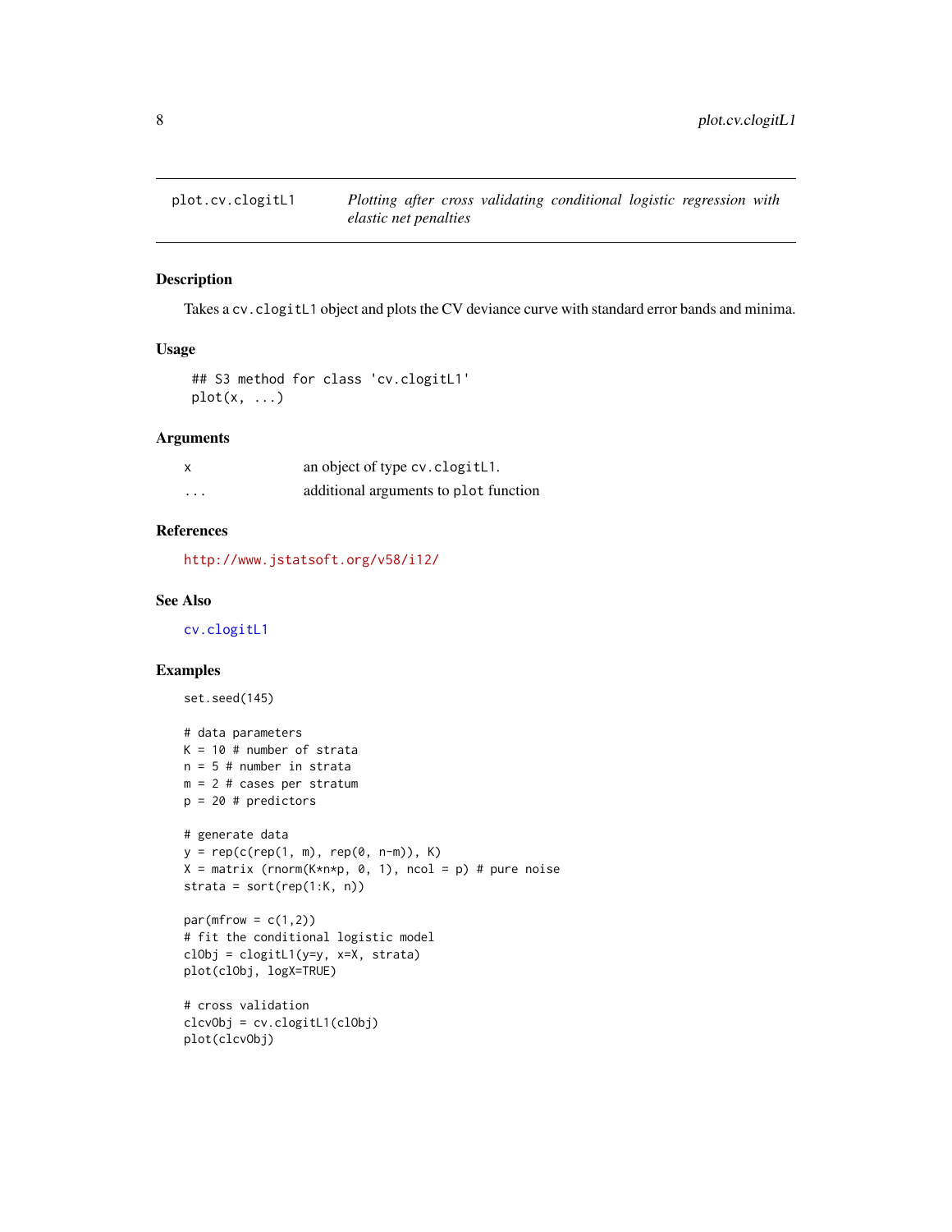plot.cv.clogitL1 — *Plotting after cross validating conditional logistic regression with elastic net penalties*

## Description

Takes a `cv.clogitL1` object and plots the CV deviance curve with standard error bands and minima.

## Usage

```
## S3 method for class 'cv.clogitL1'
plot(x, ...)
```

## Arguments

| | |
|---|---|
| x | an object of type `cv.clogitL1`. |
| ... | additional arguments to `plot` function |

## References

http://www.jstatsoft.org/v58/i12/

## See Also

`cv.clogitL1`

## Examples

```
set.seed(145)

# data parameters
K = 10 # number of strata
n = 5 # number in strata
m = 2 # cases per stratum
p = 20 # predictors

# generate data
y = rep(c(rep(1, m), rep(0, n-m)), K)
X = matrix (rnorm(K*n*p, 0, 1), ncol = p) # pure noise
strata = sort(rep(1:K, n))

par(mfrow = c(1,2))
# fit the conditional logistic model
clObj = clogitL1(y=y, x=X, strata)
plot(clObj, logX=TRUE)

# cross validation
clcvObj = cv.clogitL1(clObj)
plot(clcvObj)
```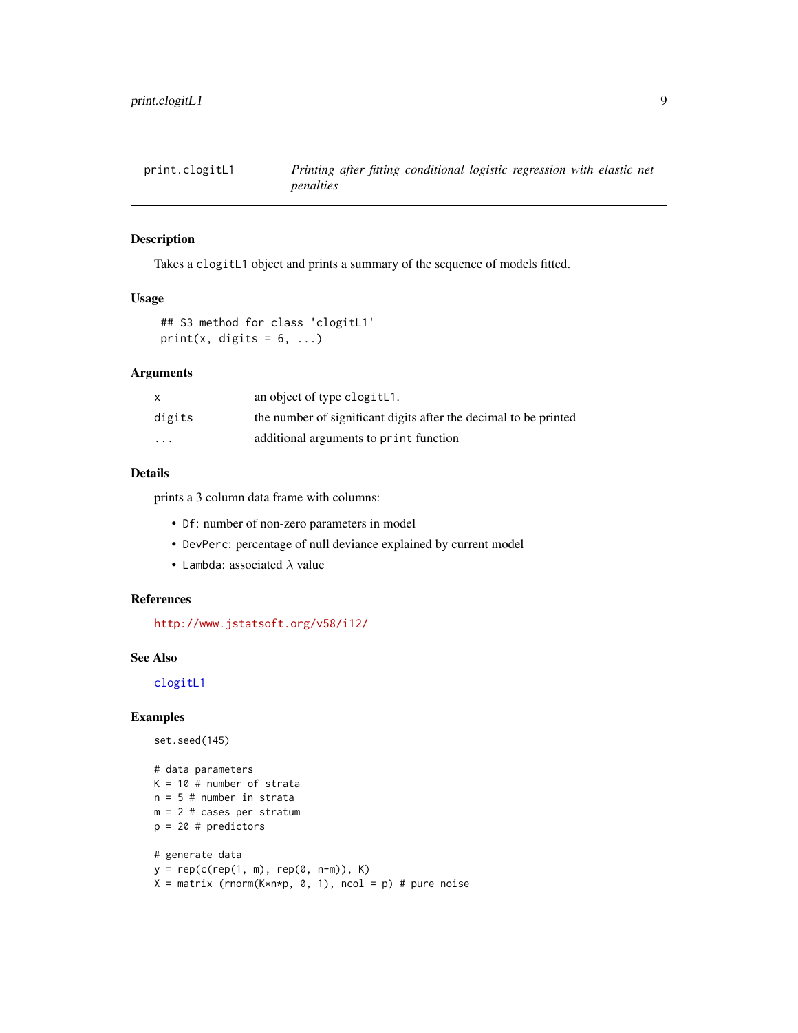print.clogitL1 *Printing after fitting conditional logistic regression with elastic net penalties*

## Description

Takes a `clogitL1` object and prints a summary of the sequence of models fitted.

## Usage

```
## S3 method for class 'clogitL1'
print(x, digits = 6, ...)
```

## Arguments

| | |
|---|---|
| `x` | an object of type `clogitL1`. |
| `digits` | the number of significant digits after the decimal to be printed |
| `...` | additional arguments to `print` function |

## Details

prints a 3 column data frame with columns:

- `Df`: number of non-zero parameters in model
- `DevPerc`: percentage of null deviance explained by current model
- `Lambda`: associated $\lambda$ value

## References

http://www.jstatsoft.org/v58/i12/

## See Also

`clogitL1`

## Examples

```
set.seed(145)

# data parameters
K = 10 # number of strata
n = 5 # number in strata
m = 2 # cases per stratum
p = 20 # predictors

# generate data
y = rep(c(rep(1, m), rep(0, n-m)), K)
X = matrix (rnorm(K*n*p, 0, 1), ncol = p) # pure noise
```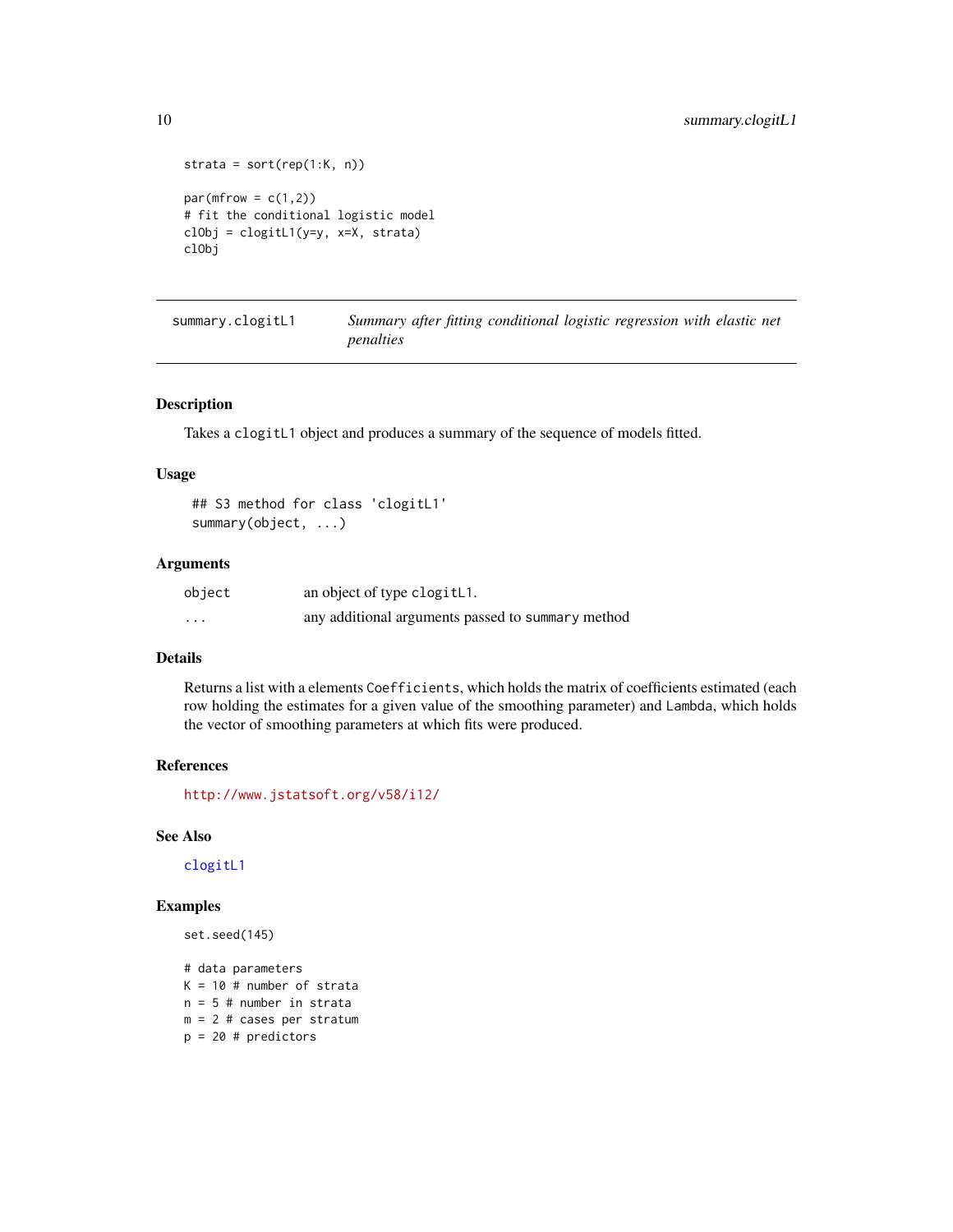```
strata = sort(rep(1:K, n))

par(mfrow = c(1,2))
# fit the conditional logistic model
clObj = clogitL1(y=y, x=X, strata)
clObj
```

## summary.clogitL1 — *Summary after fitting conditional logistic regression with elastic net penalties*

### Description

Takes a `clogitL1` object and produces a summary of the sequence of models fitted.

### Usage

```
## S3 method for class 'clogitL1'
summary(object, ...)
```

### Arguments

| | |
|---|---|
| `object` | an object of type `clogitL1`. |
| `...` | any additional arguments passed to `summary` method |

### Details

Returns a list with a elements `Coefficients`, which holds the matrix of coefficients estimated (each row holding the estimates for a given value of the smoothing parameter) and `Lambda`, which holds the vector of smoothing parameters at which fits were produced.

### References

http://www.jstatsoft.org/v58/i12/

### See Also

`clogitL1`

### Examples

```
set.seed(145)

# data parameters
K = 10 # number of strata
n = 5 # number in strata
m = 2 # cases per stratum
p = 20 # predictors
```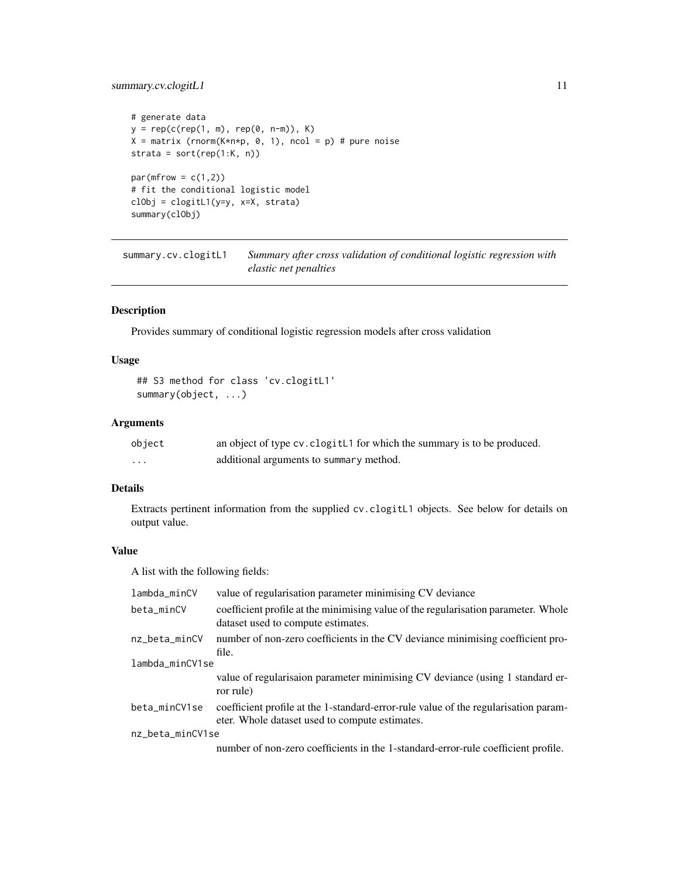```
# generate data
y = rep(c(rep(1, m), rep(0, n-m)), K)
X = matrix (rnorm(K*n*p, 0, 1), ncol = p) # pure noise
strata = sort(rep(1:K, n))

par(mfrow = c(1,2))
# fit the conditional logistic model
clObj = clogitL1(y=y, x=X, strata)
summary(clObj)
```

## summary.cv.clogitL1 — *Summary after cross validation of conditional logistic regression with elastic net penalties*

### Description

Provides summary of conditional logistic regression models after cross validation

### Usage

```
## S3 method for class 'cv.clogitL1'
summary(object, ...)
```

### Arguments

| | |
|---|---|
| object | an object of type cv.clogitL1 for which the summary is to be produced. |
| ... | additional arguments to summary method. |

### Details

Extracts pertinent information from the supplied cv.clogitL1 objects. See below for details on output value.

### Value

A list with the following fields:

| | |
|---|---|
| lambda_minCV | value of regularisation parameter minimising CV deviance |
| beta_minCV | coefficient profile at the minimising value of the regularisation parameter. Whole dataset used to compute estimates. |
| nz_beta_minCV | number of non-zero coefficients in the CV deviance minimising coefficient profile. |
| lambda_minCV1se | value of regularisaion parameter minimising CV deviance (using 1 standard error rule) |
| beta_minCV1se | coefficient profile at the 1-standard-error-rule value of the regularisation parameter. Whole dataset used to compute estimates. |
| nz_beta_minCV1se | number of non-zero coefficients in the 1-standard-error-rule coefficient profile. |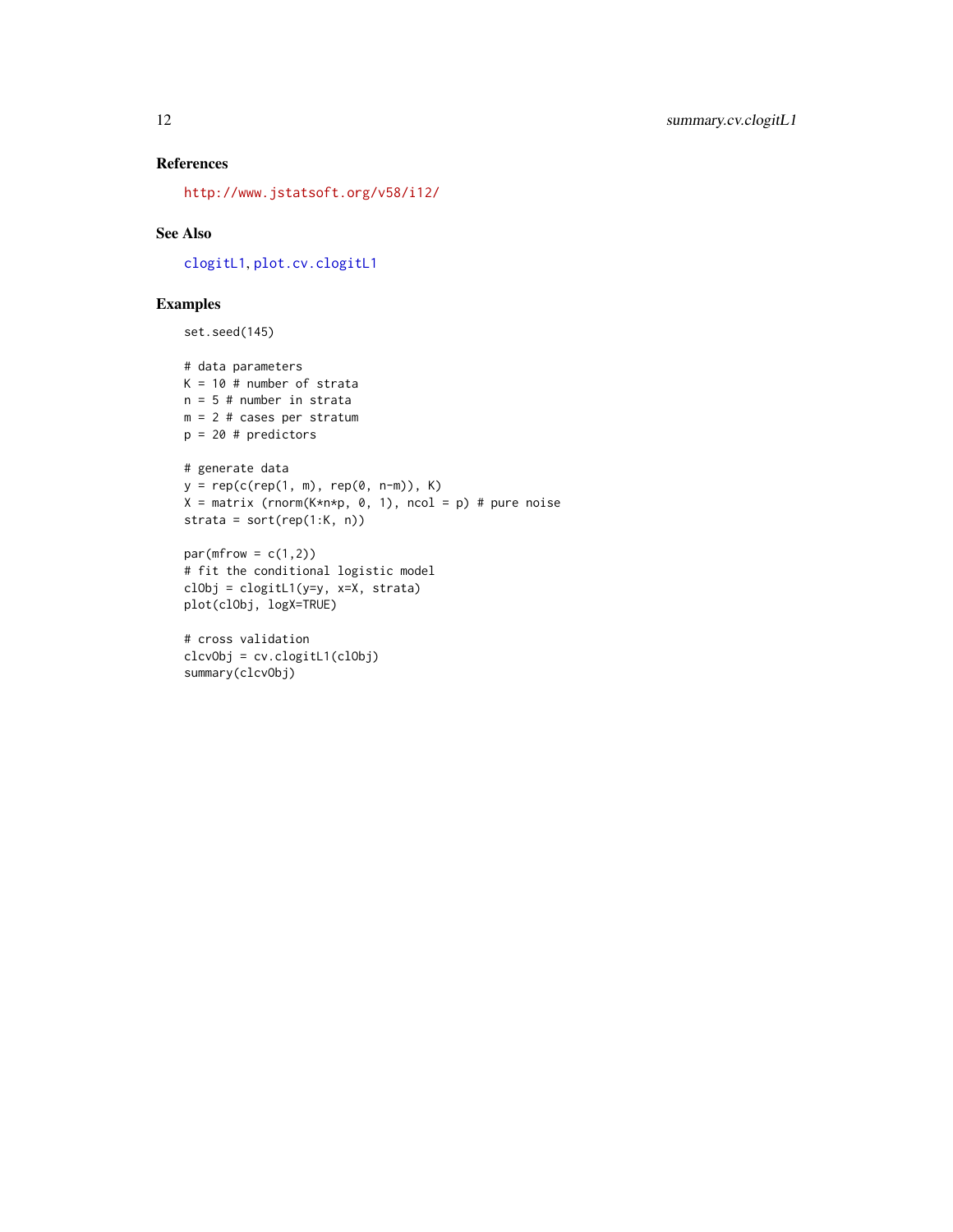### References

http://www.jstatsoft.org/v58/i12/

### See Also

clogitL1, plot.cv.clogitL1

### Examples

```
set.seed(145)

# data parameters
K = 10 # number of strata
n = 5 # number in strata
m = 2 # cases per stratum
p = 20 # predictors

# generate data
y = rep(c(rep(1, m), rep(0, n-m)), K)
X = matrix (rnorm(K*n*p, 0, 1), ncol = p) # pure noise
strata = sort(rep(1:K, n))

par(mfrow = c(1,2))
# fit the conditional logistic model
clObj = clogitL1(y=y, x=X, strata)
plot(clObj, logX=TRUE)

# cross validation
clcvObj = cv.clogitL1(clObj)
summary(clcvObj)
```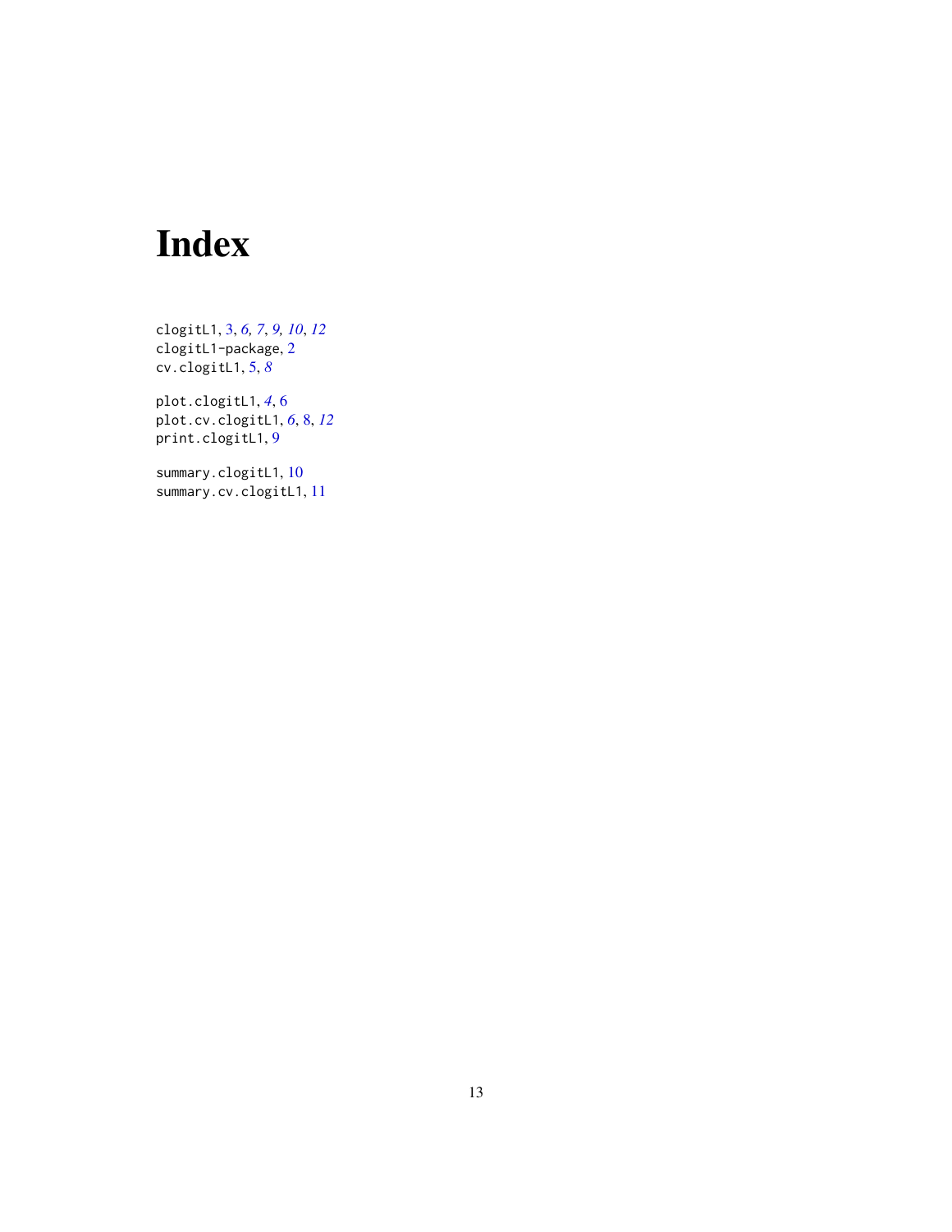# Index

`clogitL1`, 3, *6, 7*, *9, 10*, *12*
`clogitL1-package`, 2
`cv.clogitL1`, 5, *8*

`plot.clogitL1`, *4*, 6
`plot.cv.clogitL1`, *6*, 8, *12*
`print.clogitL1`, 9

`summary.clogitL1`, 10
`summary.cv.clogitL1`, 11